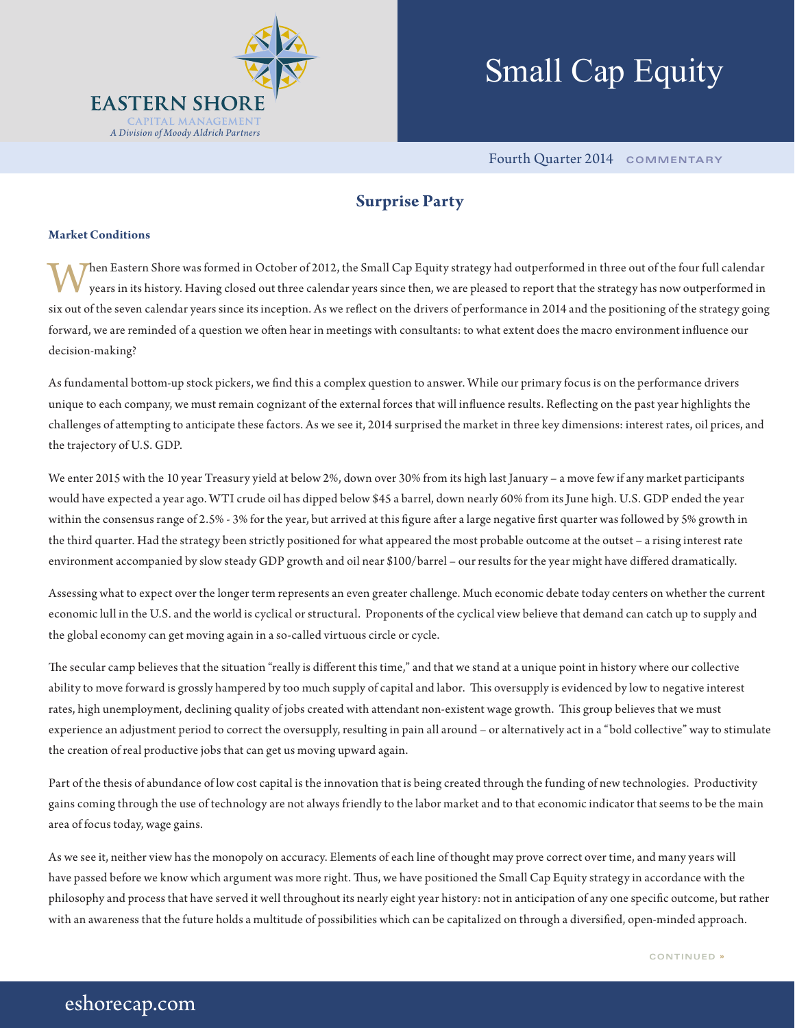EASTERN SHORE
CAPITAL MANAGEMENT
*A Division of Moody Aldrich Partners*

# Small Cap Equity

Fourth Quarter 2014 COMMENTARY

## Surprise Party

### Market Conditions

When Eastern Shore was formed in October of 2012, the Small Cap Equity strategy had outperformed in three out of the four full calendar years in its history. Having closed out three calendar years since then, we are pleased to report that the strategy has now outperformed in six out of the seven calendar years since its inception. As we reflect on the drivers of performance in 2014 and the positioning of the strategy going forward, we are reminded of a question we often hear in meetings with consultants: to what extent does the macro environment influence our decision-making?

As fundamental bottom-up stock pickers, we find this a complex question to answer. While our primary focus is on the performance drivers unique to each company, we must remain cognizant of the external forces that will influence results. Reflecting on the past year highlights the challenges of attempting to anticipate these factors. As we see it, 2014 surprised the market in three key dimensions: interest rates, oil prices, and the trajectory of U.S. GDP.

We enter 2015 with the 10 year Treasury yield at below 2%, down over 30% from its high last January – a move few if any market participants would have expected a year ago. WTI crude oil has dipped below $45 a barrel, down nearly 60% from its June high. U.S. GDP ended the year within the consensus range of 2.5% - 3% for the year, but arrived at this figure after a large negative first quarter was followed by 5% growth in the third quarter. Had the strategy been strictly positioned for what appeared the most probable outcome at the outset – a rising interest rate environment accompanied by slow steady GDP growth and oil near $100/barrel – our results for the year might have differed dramatically.

Assessing what to expect over the longer term represents an even greater challenge. Much economic debate today centers on whether the current economic lull in the U.S. and the world is cyclical or structural. Proponents of the cyclical view believe that demand can catch up to supply and the global economy can get moving again in a so-called virtuous circle or cycle.

The secular camp believes that the situation "really is different this time," and that we stand at a unique point in history where our collective ability to move forward is grossly hampered by too much supply of capital and labor. This oversupply is evidenced by low to negative interest rates, high unemployment, declining quality of jobs created with attendant non-existent wage growth. This group believes that we must experience an adjustment period to correct the oversupply, resulting in pain all around – or alternatively act in a "bold collective" way to stimulate the creation of real productive jobs that can get us moving upward again.

Part of the thesis of abundance of low cost capital is the innovation that is being created through the funding of new technologies. Productivity gains coming through the use of technology are not always friendly to the labor market and to that economic indicator that seems to be the main area of focus today, wage gains.

As we see it, neither view has the monopoly on accuracy. Elements of each line of thought may prove correct over time, and many years will have passed before we know which argument was more right. Thus, we have positioned the Small Cap Equity strategy in accordance with the philosophy and process that have served it well throughout its nearly eight year history: not in anticipation of any one specific outcome, but rather with an awareness that the future holds a multitude of possibilities which can be capitalized on through a diversified, open-minded approach.

CONTINUED »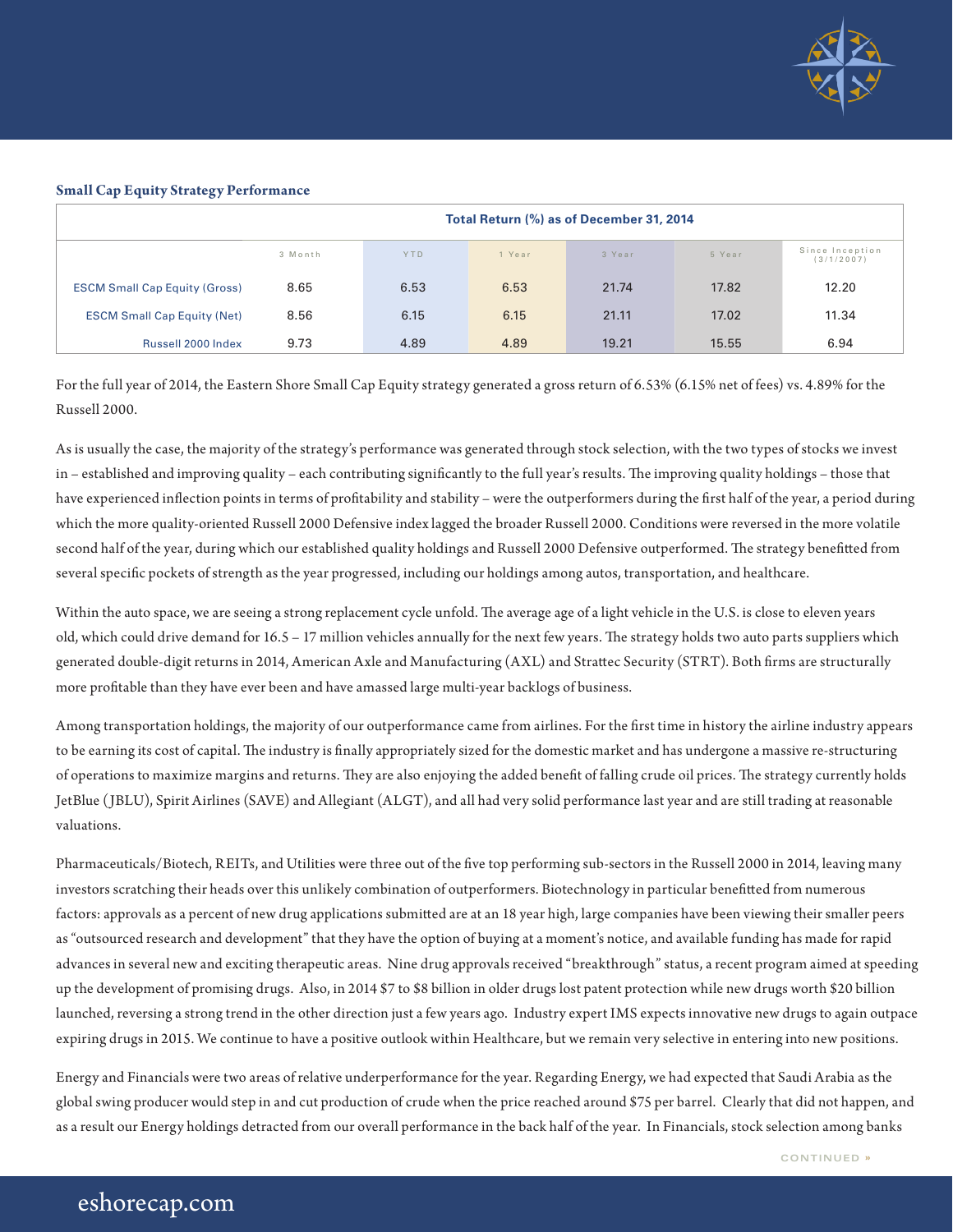### Small Cap Equity Strategy Performance

| | Total Return (%) as of December 31, 2014 | | | | | |
|---|---|---|---|---|---|---|
| | 3 Month | YTD | 1 Year | 3 Year | 5 Year | Since Inception (3/1/2007) |
| ESCM Small Cap Equity (Gross) | 8.65 | 6.53 | 6.53 | 21.74 | 17.82 | 12.20 |
| ESCM Small Cap Equity (Net) | 8.56 | 6.15 | 6.15 | 21.11 | 17.02 | 11.34 |
| Russell 2000 Index | 9.73 | 4.89 | 4.89 | 19.21 | 15.55 | 6.94 |

For the full year of 2014, the Eastern Shore Small Cap Equity strategy generated a gross return of 6.53% (6.15% net of fees) vs. 4.89% for the Russell 2000.

As is usually the case, the majority of the strategy's performance was generated through stock selection, with the two types of stocks we invest in – established and improving quality – each contributing significantly to the full year's results. The improving quality holdings – those that have experienced inflection points in terms of profitability and stability – were the outperformers during the first half of the year, a period during which the more quality-oriented Russell 2000 Defensive index lagged the broader Russell 2000. Conditions were reversed in the more volatile second half of the year, during which our established quality holdings and Russell 2000 Defensive outperformed. The strategy benefitted from several specific pockets of strength as the year progressed, including our holdings among autos, transportation, and healthcare.

Within the auto space, we are seeing a strong replacement cycle unfold. The average age of a light vehicle in the U.S. is close to eleven years old, which could drive demand for 16.5 – 17 million vehicles annually for the next few years. The strategy holds two auto parts suppliers which generated double-digit returns in 2014, American Axle and Manufacturing (AXL) and Strattec Security (STRT). Both firms are structurally more profitable than they have ever been and have amassed large multi-year backlogs of business.

Among transportation holdings, the majority of our outperformance came from airlines. For the first time in history the airline industry appears to be earning its cost of capital. The industry is finally appropriately sized for the domestic market and has undergone a massive re-structuring of operations to maximize margins and returns. They are also enjoying the added benefit of falling crude oil prices. The strategy currently holds JetBlue (JBLU), Spirit Airlines (SAVE) and Allegiant (ALGT), and all had very solid performance last year and are still trading at reasonable valuations.

Pharmaceuticals/Biotech, REITs, and Utilities were three out of the five top performing sub-sectors in the Russell 2000 in 2014, leaving many investors scratching their heads over this unlikely combination of outperformers. Biotechnology in particular benefitted from numerous factors: approvals as a percent of new drug applications submitted are at an 18 year high, large companies have been viewing their smaller peers as "outsourced research and development" that they have the option of buying at a moment's notice, and available funding has made for rapid advances in several new and exciting therapeutic areas. Nine drug approvals received "breakthrough" status, a recent program aimed at speeding up the development of promising drugs. Also, in 2014 $7 to $8 billion in older drugs lost patent protection while new drugs worth $20 billion launched, reversing a strong trend in the other direction just a few years ago. Industry expert IMS expects innovative new drugs to again outpace expiring drugs in 2015. We continue to have a positive outlook within Healthcare, but we remain very selective in entering into new positions.

Energy and Financials were two areas of relative underperformance for the year. Regarding Energy, we had expected that Saudi Arabia as the global swing producer would step in and cut production of crude when the price reached around $75 per barrel. Clearly that did not happen, and as a result our Energy holdings detracted from our overall performance in the back half of the year. In Financials, stock selection among banks

CONTINUED »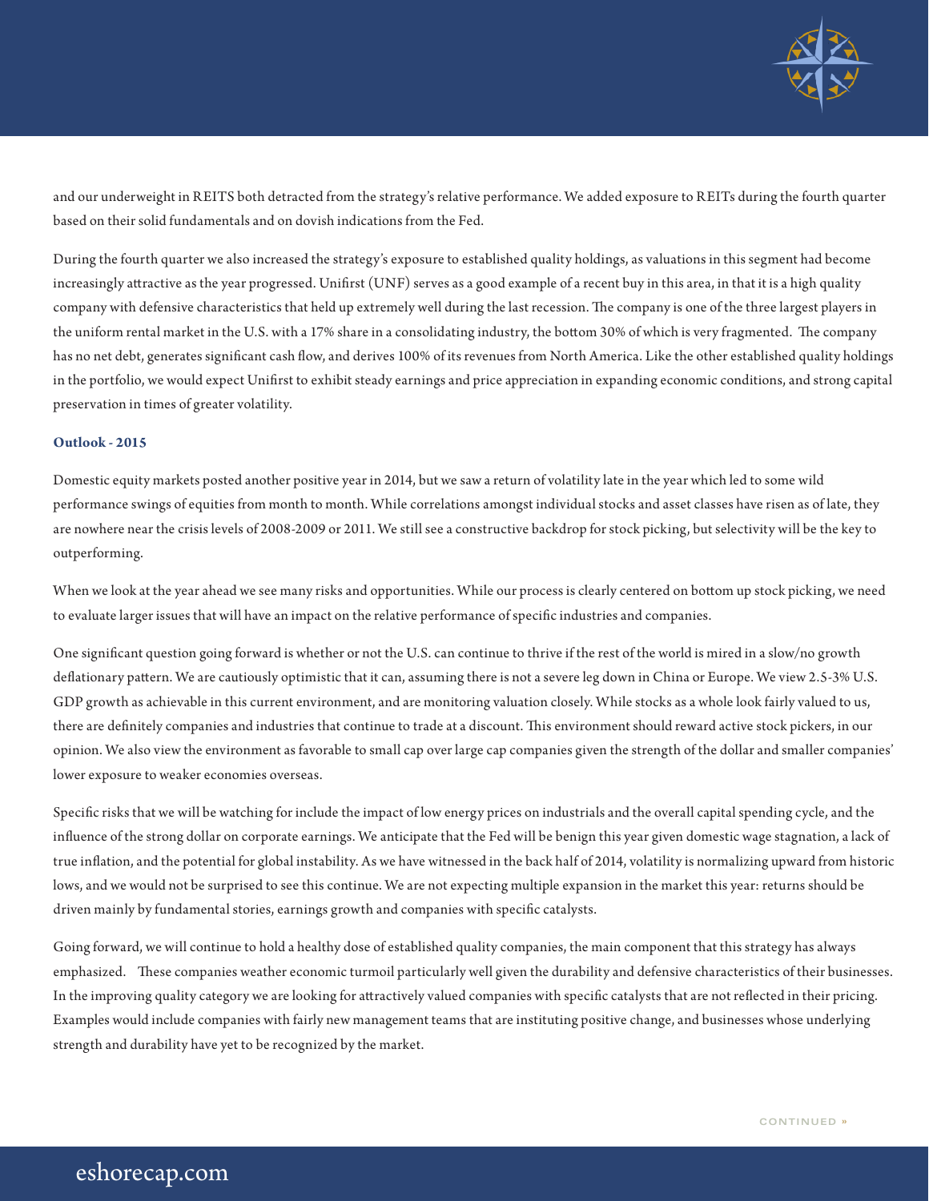and our underweight in REITS both detracted from the strategy's relative performance. We added exposure to REITs during the fourth quarter based on their solid fundamentals and on dovish indications from the Fed.

During the fourth quarter we also increased the strategy's exposure to established quality holdings, as valuations in this segment had become increasingly attractive as the year progressed. Unifirst (UNF) serves as a good example of a recent buy in this area, in that it is a high quality company with defensive characteristics that held up extremely well during the last recession. The company is one of the three largest players in the uniform rental market in the U.S. with a 17% share in a consolidating industry, the bottom 30% of which is very fragmented. The company has no net debt, generates significant cash flow, and derives 100% of its revenues from North America. Like the other established quality holdings in the portfolio, we would expect Unifirst to exhibit steady earnings and price appreciation in expanding economic conditions, and strong capital preservation in times of greater volatility.

### Outlook - 2015

Domestic equity markets posted another positive year in 2014, but we saw a return of volatility late in the year which led to some wild performance swings of equities from month to month. While correlations amongst individual stocks and asset classes have risen as of late, they are nowhere near the crisis levels of 2008-2009 or 2011. We still see a constructive backdrop for stock picking, but selectivity will be the key to outperforming.

When we look at the year ahead we see many risks and opportunities. While our process is clearly centered on bottom up stock picking, we need to evaluate larger issues that will have an impact on the relative performance of specific industries and companies.

One significant question going forward is whether or not the U.S. can continue to thrive if the rest of the world is mired in a slow/no growth deflationary pattern. We are cautiously optimistic that it can, assuming there is not a severe leg down in China or Europe. We view 2.5-3% U.S. GDP growth as achievable in this current environment, and are monitoring valuation closely. While stocks as a whole look fairly valued to us, there are definitely companies and industries that continue to trade at a discount. This environment should reward active stock pickers, in our opinion. We also view the environment as favorable to small cap over large cap companies given the strength of the dollar and smaller companies' lower exposure to weaker economies overseas.

Specific risks that we will be watching for include the impact of low energy prices on industrials and the overall capital spending cycle, and the influence of the strong dollar on corporate earnings. We anticipate that the Fed will be benign this year given domestic wage stagnation, a lack of true inflation, and the potential for global instability. As we have witnessed in the back half of 2014, volatility is normalizing upward from historic lows, and we would not be surprised to see this continue. We are not expecting multiple expansion in the market this year: returns should be driven mainly by fundamental stories, earnings growth and companies with specific catalysts.

Going forward, we will continue to hold a healthy dose of established quality companies, the main component that this strategy has always emphasized. These companies weather economic turmoil particularly well given the durability and defensive characteristics of their businesses. In the improving quality category we are looking for attractively valued companies with specific catalysts that are not reflected in their pricing. Examples would include companies with fairly new management teams that are instituting positive change, and businesses whose underlying strength and durability have yet to be recognized by the market.

CONTINUED »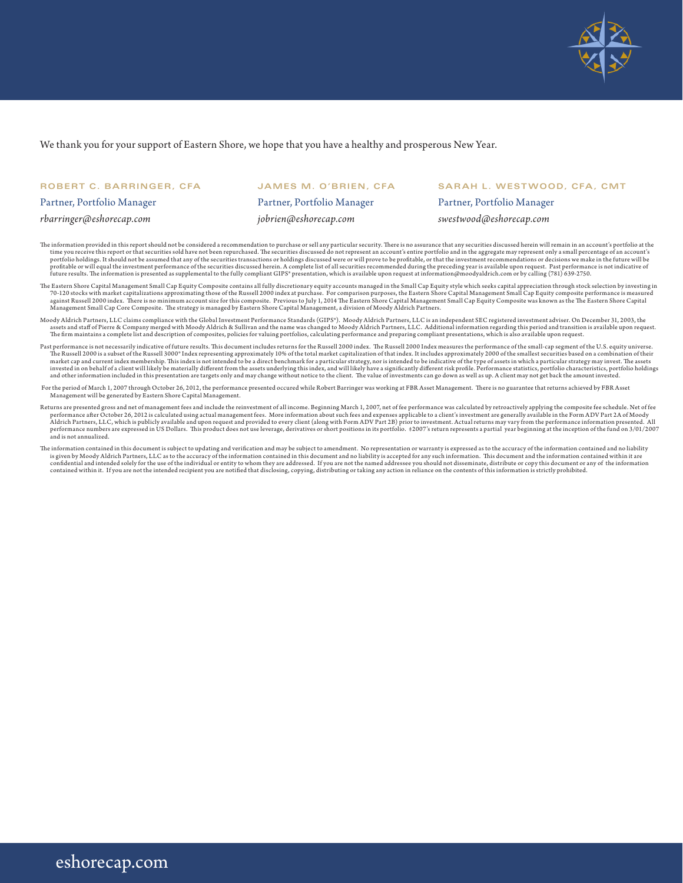We thank you for your support of Eastern Shore, we hope that you have a healthy and prosperous New Year.

**ROBERT C. BARRINGER, CFA**
Partner, Portfolio Manager
*rbarringer@eshorecap.com*

**JAMES M. O'BRIEN, CFA**
Partner, Portfolio Manager
*jobrien@eshorecap.com*

**SARAH L. WESTWOOD, CFA, CMT**
Partner, Portfolio Manager
*swestwood@eshorecap.com*

The information provided in this report should not be considered a recommendation to purchase or sell any particular security. There is no assurance that any securities discussed herein will remain in an account's portfolio at the time you receive this report or that securities sold have not been repurchased. The securities discussed do not represent an account's entire portfolio and in the aggregate may represent only a small percentage of an account's portfolio holdings. It should not be assumed that any of the securities transactions or holdings discussed were or will prove to be profitable, or that the investment recommendations or decisions we make in the future will be profitable or will equal the investment performance of the securities discussed herein. A complete list of all securities recommended during the preceding year is available upon request. Past performance is not indicative of future results. The information is presented as supplemental to the fully compliant GIPS® presentation, which is available upon request at information@moodyaldrich.com or by calling (781) 639-2750.

The Eastern Shore Capital Management Small Cap Equity Composite contains all fully discretionary equity accounts managed in the Small Cap Equity style which seeks capital appreciation through stock selection by investing in 70-120 stocks with market capitalizations approximating those of the Russell 2000 index at purchase. For comparison purposes, the Eastern Shore Capital Management Small Cap Equity composite performance is measured against Russell 2000 index. There is no minimum account size for this composite. Previous to July 1, 2014 The Eastern Shore Capital Management Small Cap Equity Composite was known as the The Eastern Shore Capital Management Small Cap Core Composite. The strategy is managed by Eastern Shore Capital Management, a division of Moody Aldrich Partners.

Moody Aldrich Partners, LLC claims compliance with the Global Investment Performance Standards (GIPS®). Moody Aldrich Partners, LLC is an independent SEC registered investment adviser. On December 31, 2003, the assets and staff of Pierre & Company merged with Moody Aldrich & Sullivan and the name was changed to Moody Aldrich Partners, LLC. Additional information regarding this period and transition is available upon request. The firm maintains a complete list and description of composites, policies for valuing portfolios, calculating performance and preparing compliant presentations, which is also available upon request.

Past performance is not necessarily indicative of future results. This document includes returns for the Russell 2000 index. The Russell 2000 Index measures the performance of the small-cap segment of the U.S. equity universe. The Russell 2000 is a subset of the Russell 3000® Index representing approximately 10% of the total market capitalization of that index. It includes approximately 2000 of the smallest securities based on a combination of their market cap and current index membership. This index is not intended to be a direct benchmark for a particular strategy, nor is intended to be indicative of the type of assets in which a particular strategy may invest. The assets invested in on behalf of a client will likely be materially different from the assets underlying this index, and will likely have a significantly different risk profile. Performance statistics, portfolio characteristics, portfolio holdings and other information included in this presentation are targets only and may change without notice to the client. The value of investments can go down as well as up. A client may not get back the amount invested.

For the period of March 1, 2007 through October 26, 2012, the performance presented occured while Robert Barringer was working at FBR Asset Management. There is no guarantee that returns achieved by FBR Asset Management will be generated by Eastern Shore Capital Management.

Returns are presented gross and net of management fees and include the reinvestment of all income. Beginning March 1, 2007, net of fee performance was calculated by retroactively applying the composite fee schedule. Net of fee performance after October 26, 2012 is calculated using actual management fees. More information about such fees and expenses applicable to a client's investment are generally available in the Form ADV Part 2A of Moody Aldrich Partners, LLC, which is publicly available and upon request and provided to every client (along with Form ADV Part 2B) prior to investment. Actual returns may vary from the performance information presented. All performance numbers are expressed in US Dollars. This product does not use leverage, derivatives or short positions in its portfolio. ‡2007's return represents a partial year beginning at the inception of the fund on 3/01/2007 and is not annualized.

The information contained in this document is subject to updating and verification and may be subject to amendment. No representation or warranty is expressed as to the accuracy of the information contained and no liability is given by Moody Aldrich Partners, LLC as to the accuracy of the information contained in this document and no liability is accepted for any such information. This document and the information contained within it are confidential and intended solely for the use of the individual or entity to whom they are addressed. If you are not the named addressee you should not disseminate, distribute or copy this document or any of the information contained within it. If you are not the intended recipient you are notified that disclosing, copying, distributing or taking any action in reliance on the contents of this information is strictly prohibited.

eshorecap.com